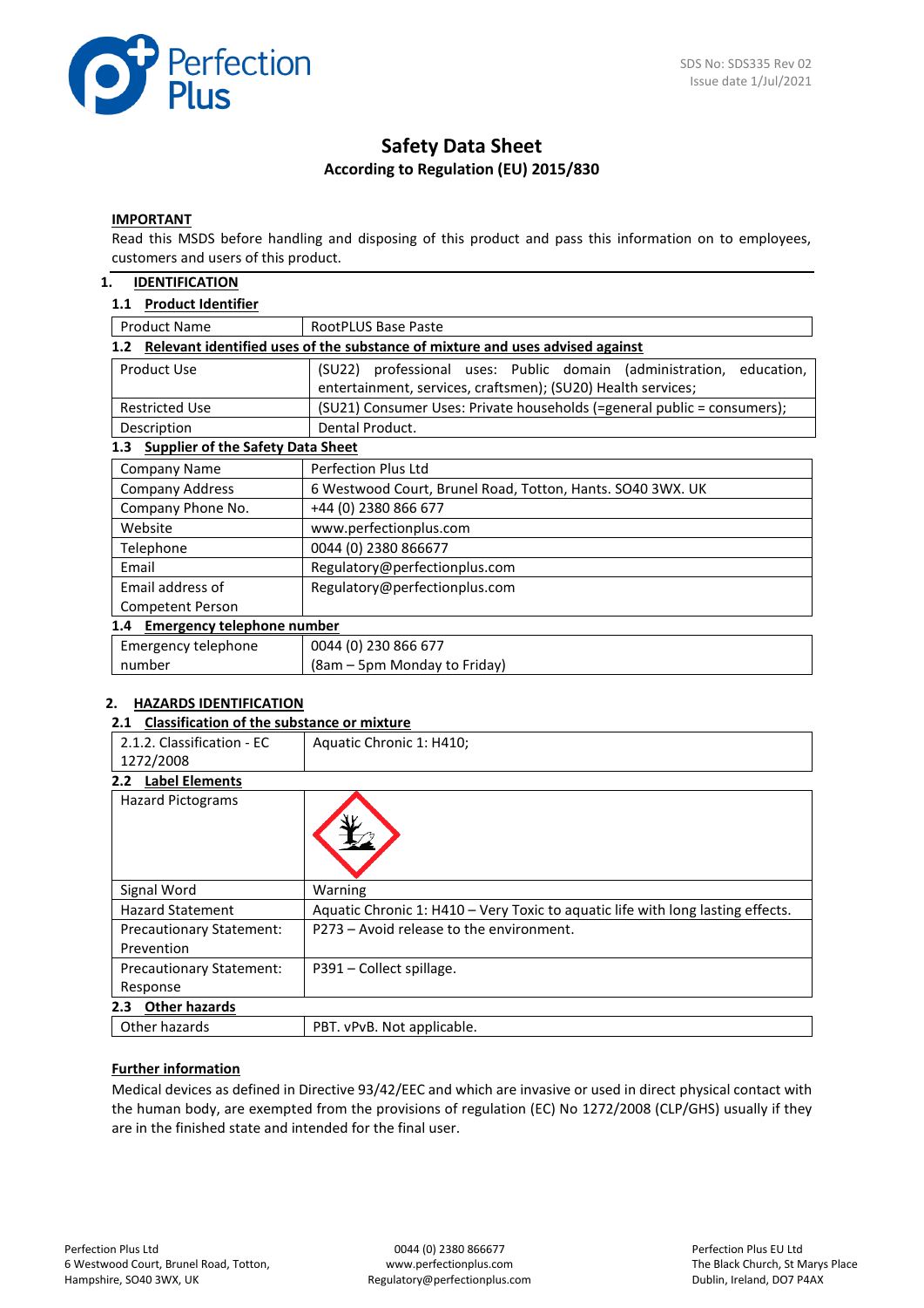SDS No: SDS335 Rev 02
Issue date 1/Jul/2021

# Safety Data Sheet

**According to Regulation (EU) 2015/830**

**IMPORTANT**

Read this MSDS before handling and disposing of this product and pass this information on to employees, customers and users of this product.

## 1. IDENTIFICATION

### 1.1 Product Identifier

| Product Name | RootPLUS Base Paste |
|---|---|

### 1.2 Relevant identified uses of the substance of mixture and uses advised against

| Product Use | (SU22) professional uses: Public domain (administration, education, entertainment, services, craftsmen); (SU20) Health services; |
|---|---|
| Restricted Use | (SU21) Consumer Uses: Private households (=general public = consumers); |
| Description | Dental Product. |

### 1.3 Supplier of the Safety Data Sheet

| Company Name | Perfection Plus Ltd |
|---|---|
| Company Address | 6 Westwood Court, Brunel Road, Totton, Hants. SO40 3WX. UK |
| Company Phone No. | +44 (0) 2380 866 677 |
| Website | www.perfectionplus.com |
| Telephone | 0044 (0) 2380 866677 |
| Email | Regulatory@perfectionplus.com |
| Email address of Competent Person | Regulatory@perfectionplus.com |

### 1.4 Emergency telephone number

| Emergency telephone number | 0044 (0) 230 866 677 (8am – 5pm Monday to Friday) |
|---|---|

## 2. HAZARDS IDENTIFICATION

### 2.1 Classification of the substance or mixture

| 2.1.2. Classification - EC 1272/2008 | Aquatic Chronic 1: H410; |
|---|---|

### 2.2 Label Elements

| Hazard Pictograms | |
|---|---|
| Signal Word | Warning |
| Hazard Statement | Aquatic Chronic 1: H410 – Very Toxic to aquatic life with long lasting effects. |
| Precautionary Statement: Prevention | P273 – Avoid release to the environment. |
| Precautionary Statement: Response | P391 – Collect spillage. |

### 2.3 Other hazards

| Other hazards | PBT. vPvB. Not applicable. |
|---|---|

**Further information**

Medical devices as defined in Directive 93/42/EEC and which are invasive or used in direct physical contact with the human body, are exempted from the provisions of regulation (EC) No 1272/2008 (CLP/GHS) usually if they are in the finished state and intended for the final user.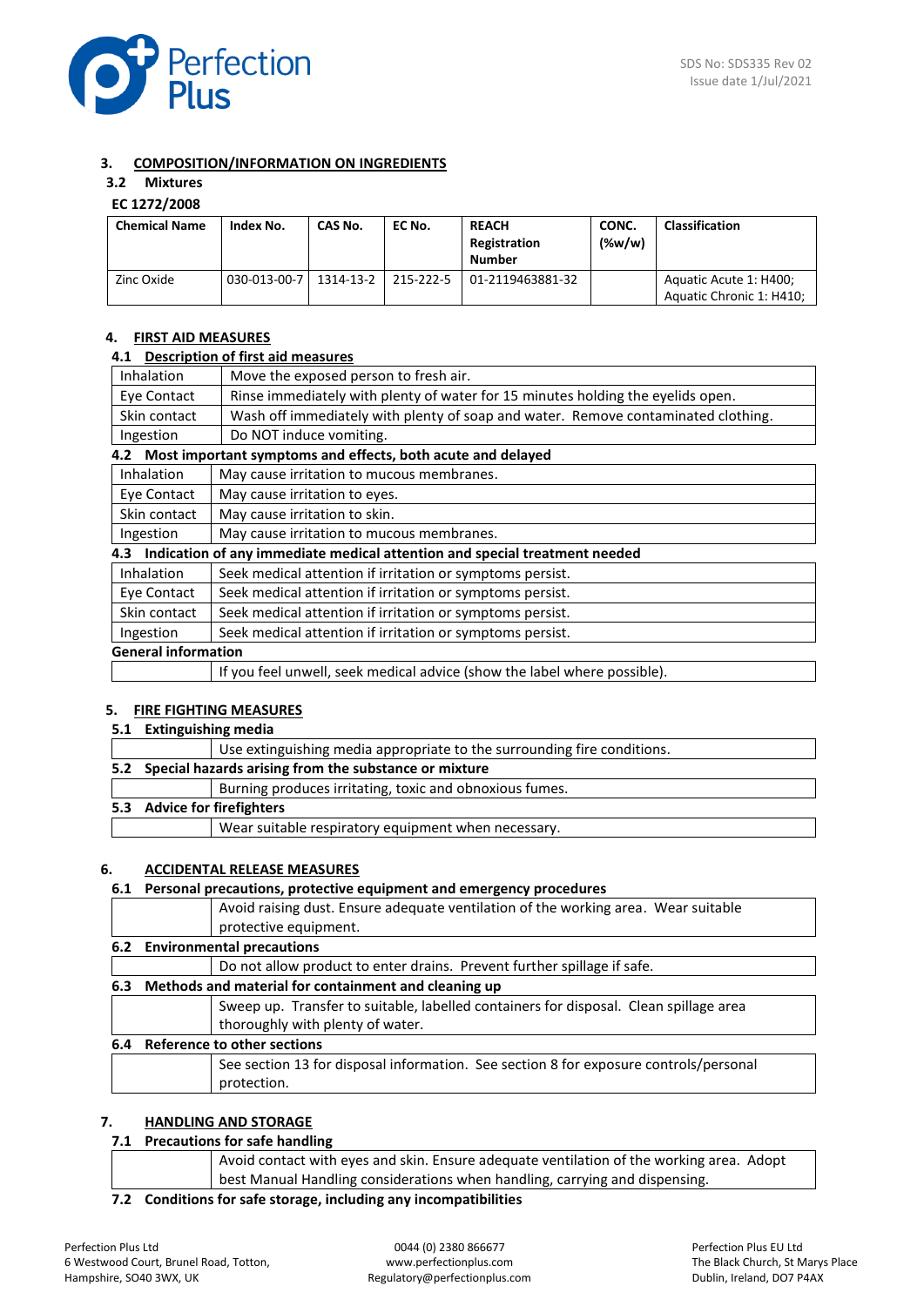## 3. COMPOSITION/INFORMATION ON INGREDIENTS

### 3.2 Mixtures

**EC 1272/2008**

| Chemical Name | Index No. | CAS No. | EC No. | REACH Registration Number | CONC. (%w/w) | Classification |
|---|---|---|---|---|---|---|
| Zinc Oxide | 030-013-00-7 | 1314-13-2 | 215-222-5 | 01-2119463881-32 | | Aquatic Acute 1: H400; Aquatic Chronic 1: H410; |

## 4. FIRST AID MEASURES

### 4.1 Description of first aid measures

| | |
|---|---|
| Inhalation | Move the exposed person to fresh air. |
| Eye Contact | Rinse immediately with plenty of water for 15 minutes holding the eyelids open. |
| Skin contact | Wash off immediately with plenty of soap and water. Remove contaminated clothing. |
| Ingestion | Do NOT induce vomiting. |

### 4.2 Most important symptoms and effects, both acute and delayed

| | |
|---|---|
| Inhalation | May cause irritation to mucous membranes. |
| Eye Contact | May cause irritation to eyes. |
| Skin contact | May cause irritation to skin. |
| Ingestion | May cause irritation to mucous membranes. |

### 4.3 Indication of any immediate medical attention and special treatment needed

| | |
|---|---|
| Inhalation | Seek medical attention if irritation or symptoms persist. |
| Eye Contact | Seek medical attention if irritation or symptoms persist. |
| Skin contact | Seek medical attention if irritation or symptoms persist. |
| Ingestion | Seek medical attention if irritation or symptoms persist. |

**General information**

If you feel unwell, seek medical advice (show the label where possible).

## 5. FIRE FIGHTING MEASURES

### 5.1 Extinguishing media

Use extinguishing media appropriate to the surrounding fire conditions.

### 5.2 Special hazards arising from the substance or mixture

Burning produces irritating, toxic and obnoxious fumes.

### 5.3 Advice for firefighters

Wear suitable respiratory equipment when necessary.

## 6. ACCIDENTAL RELEASE MEASURES

### 6.1 Personal precautions, protective equipment and emergency procedures

Avoid raising dust. Ensure adequate ventilation of the working area. Wear suitable protective equipment.

### 6.2 Environmental precautions

Do not allow product to enter drains. Prevent further spillage if safe.

### 6.3 Methods and material for containment and cleaning up

Sweep up. Transfer to suitable, labelled containers for disposal. Clean spillage area thoroughly with plenty of water.

### 6.4 Reference to other sections

See section 13 for disposal information. See section 8 for exposure controls/personal protection.

## 7. HANDLING AND STORAGE

### 7.1 Precautions for safe handling

Avoid contact with eyes and skin. Ensure adequate ventilation of the working area. Adopt best Manual Handling considerations when handling, carrying and dispensing.

### 7.2 Conditions for safe storage, including any incompatibilities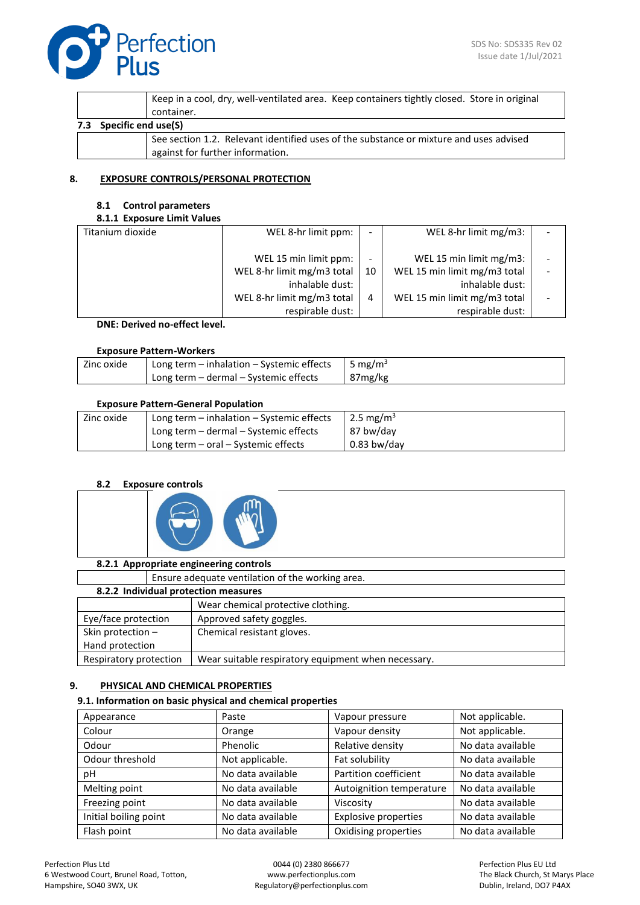| | Keep in a cool, dry, well-ventilated area. Keep containers tightly closed. Store in original container. |
|---|---|

**7.3 Specific end use(S)**

| | See section 1.2. Relevant identified uses of the substance or mixture and uses advised against for further information. |
|---|---|

## 8. EXPOSURE CONTROLS/PERSONAL PROTECTION

### 8.1 Control parameters

**8.1.1 Exposure Limit Values**

| | | | | |
|---|---|---|---|---|
| Titanium dioxide | WEL 8-hr limit ppm: | - | WEL 8-hr limit mg/m3: | - |
| | WEL 15 min limit ppm: | - | WEL 15 min limit mg/m3: | - |
| | WEL 8-hr limit mg/m3 total inhalable dust: | 10 | WEL 15 min limit mg/m3 total inhalable dust: | - |
| | WEL 8-hr limit mg/m3 total respirable dust: | 4 | WEL 15 min limit mg/m3 total respirable dust: | - |

**DNE: Derived no-effect level.**

**Exposure Pattern-Workers**

| | | |
|---|---|---|
| Zinc oxide | Long term – inhalation – Systemic effects | 5 mg/m$^3$ |
| | Long term – dermal – Systemic effects | 87mg/kg |

**Exposure Pattern-General Population**

| | | |
|---|---|---|
| Zinc oxide | Long term – inhalation – Systemic effects | 2.5 mg/m$^3$ |
| | Long term – dermal – Systemic effects | 87 bw/day |
| | Long term – oral – Systemic effects | 0.83 bw/day |

### 8.2 Exposure controls

**8.2.1 Appropriate engineering controls**

| | Ensure adequate ventilation of the working area. |
|---|---|

**8.2.2 Individual protection measures**

| | |
|---|---|
| | Wear chemical protective clothing. |
| Eye/face protection | Approved safety goggles. |
| Skin protection – Hand protection | Chemical resistant gloves. |
| Respiratory protection | Wear suitable respiratory equipment when necessary. |

## 9. PHYSICAL AND CHEMICAL PROPERTIES

**9.1. Information on basic physical and chemical properties**

| | | | |
|---|---|---|---|
| Appearance | Paste | Vapour pressure | Not applicable. |
| Colour | Orange | Vapour density | Not applicable. |
| Odour | Phenolic | Relative density | No data available |
| Odour threshold | Not applicable. | Fat solubility | No data available |
| pH | No data available | Partition coefficient | No data available |
| Melting point | No data available | Autoignition temperature | No data available |
| Freezing point | No data available | Viscosity | No data available |
| Initial boiling point | No data available | Explosive properties | No data available |
| Flash point | No data available | Oxidising properties | No data available |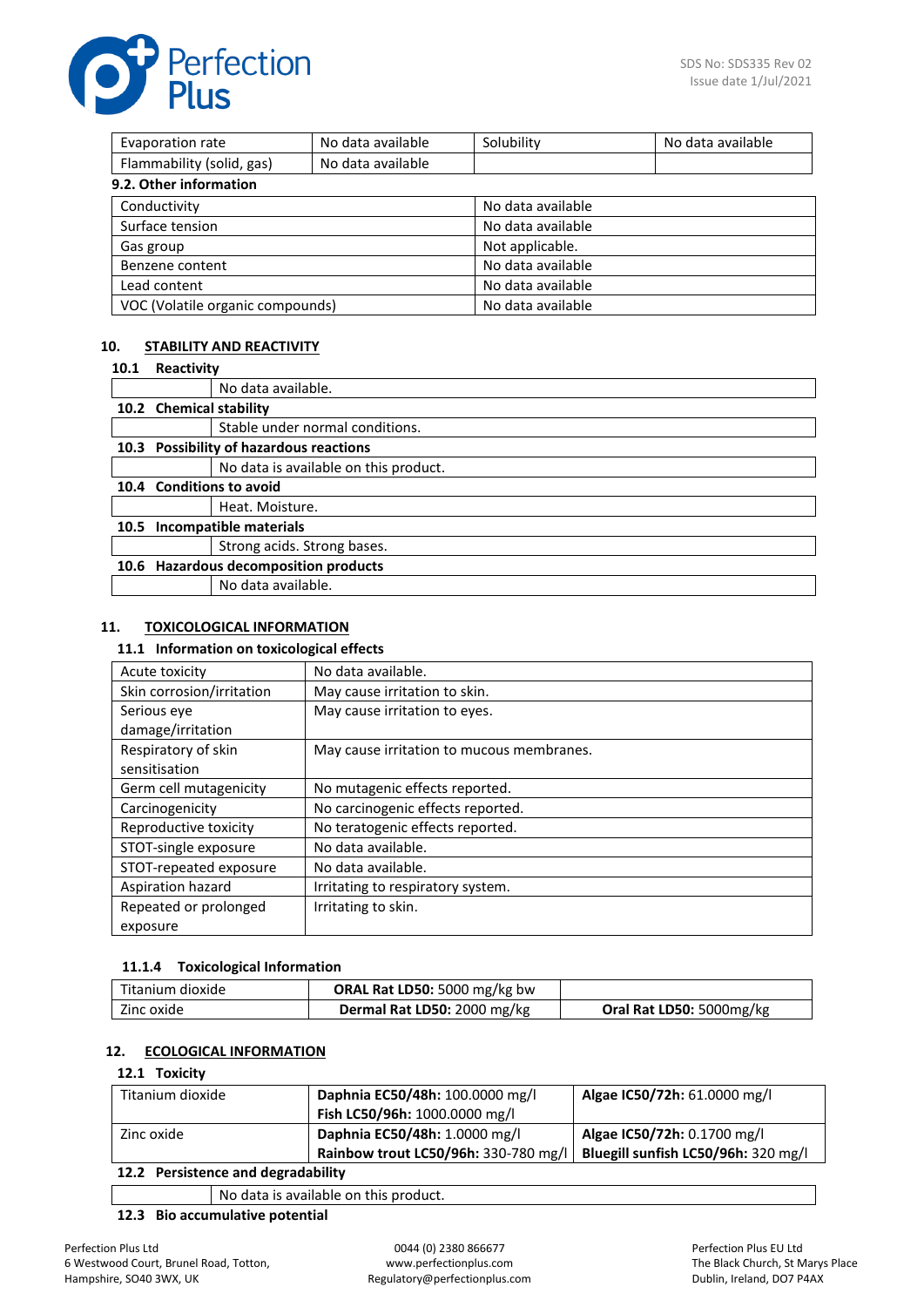| Evaporation rate | No data available | Solubility | No data available |
|---|---|---|---|
| Flammability (solid, gas) | No data available | | |

**9.2. Other information**

| Conductivity | No data available |
|---|---|
| Surface tension | No data available |
| Gas group | Not applicable. |
| Benzene content | No data available |
| Lead content | No data available |
| VOC (Volatile organic compounds) | No data available |

## 10. STABILITY AND REACTIVITY

**10.1 Reactivity**

No data available.

**10.2 Chemical stability**

Stable under normal conditions.

**10.3 Possibility of hazardous reactions**

No data is available on this product.

**10.4 Conditions to avoid**

Heat. Moisture.

**10.5 Incompatible materials**

Strong acids. Strong bases.

**10.6 Hazardous decomposition products**

No data available.

## 11. TOXICOLOGICAL INFORMATION

**11.1 Information on toxicological effects**

| Acute toxicity | No data available. |
|---|---|
| Skin corrosion/irritation | May cause irritation to skin. |
| Serious eye damage/irritation | May cause irritation to eyes. |
| Respiratory of skin sensitisation | May cause irritation to mucous membranes. |
| Germ cell mutagenicity | No mutagenic effects reported. |
| Carcinogenicity | No carcinogenic effects reported. |
| Reproductive toxicity | No teratogenic effects reported. |
| STOT-single exposure | No data available. |
| STOT-repeated exposure | No data available. |
| Aspiration hazard | Irritating to respiratory system. |
| Repeated or prolonged exposure | Irritating to skin. |

**11.1.4 Toxicological Information**

| Titanium dioxide | **ORAL Rat LD50:** 5000 mg/kg bw | |
|---|---|---|
| Zinc oxide | **Dermal Rat LD50:** 2000 mg/kg | **Oral Rat LD50:** 5000mg/kg |

## 12. ECOLOGICAL INFORMATION

**12.1 Toxicity**

| Titanium dioxide | **Daphnia EC50/48h:** 100.0000 mg/l<br>**Fish LC50/96h:** 1000.0000 mg/l | **Algae IC50/72h:** 61.0000 mg/l |
|---|---|---|
| Zinc oxide | **Daphnia EC50/48h:** 1.0000 mg/l<br>**Rainbow trout LC50/96h:** 330-780 mg/l | **Algae IC50/72h:** 0.1700 mg/l<br>**Bluegill sunfish LC50/96h:** 320 mg/l |

**12.2 Persistence and degradability**

No data is available on this product.

**12.3 Bio accumulative potential**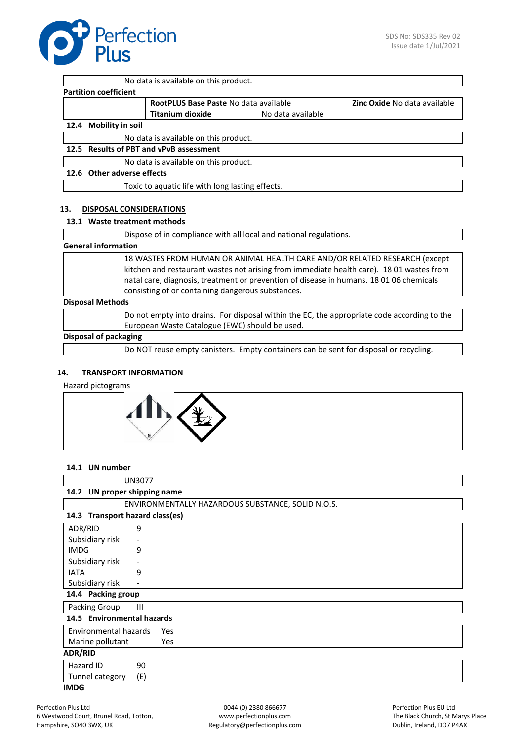| | No data is available on this product. |
|---|---|

**Partition coefficient**

| | | | |
|---|---|---|---|
| | **RootPLUS Base Paste** No data available | | **Zinc Oxide** No data available |
| | **Titanium dioxide** | No data available | |

### 12.4 Mobility in soil

| | No data is available on this product. |
|---|---|

### 12.5 Results of PBT and vPvB assessment

| | No data is available on this product. |
|---|---|

### 12.6 Other adverse effects

| | Toxic to aquatic life with long lasting effects. |
|---|---|

## 13. DISPOSAL CONSIDERATIONS

### 13.1 Waste treatment methods

| | Dispose of in compliance with all local and national regulations. |
|---|---|

**General information**

| | 18 WASTES FROM HUMAN OR ANIMAL HEALTH CARE AND/OR RELATED RESEARCH (except kitchen and restaurant wastes not arising from immediate health care). 18 01 wastes from natal care, diagnosis, treatment or prevention of disease in humans. 18 01 06 chemicals consisting of or containing dangerous substances. |
|---|---|

**Disposal Methods**

| | Do not empty into drains. For disposal within the EC, the appropriate code according to the European Waste Catalogue (EWC) should be used. |
|---|---|

**Disposal of packaging**

| | Do NOT reuse empty canisters. Empty containers can be sent for disposal or recycling. |
|---|---|

## 14. TRANSPORT INFORMATION

Hazard pictograms

### 14.1 UN number

| | UN3077 |
|---|---|

### 14.2 UN proper shipping name

| | ENVIRONMENTALLY HAZARDOUS SUBSTANCE, SOLID N.O.S. |
|---|---|

### 14.3 Transport hazard class(es)

| | |
|---|---|
| ADR/RID | 9 |
| Subsidiary risk | - |
| IMDG | 9 |
| Subsidiary risk | - |
| IATA | 9 |
| Subsidiary risk | - |

### 14.4 Packing group

| | |
|---|---|
| Packing Group | III |

### 14.5 Environmental hazards

| | |
|---|---|
| Environmental hazards | Yes |
| Marine pollutant | Yes |

**ADR/RID**

| | |
|---|---|
| Hazard ID | 90 |
| Tunnel category | (E) |

**IMDG**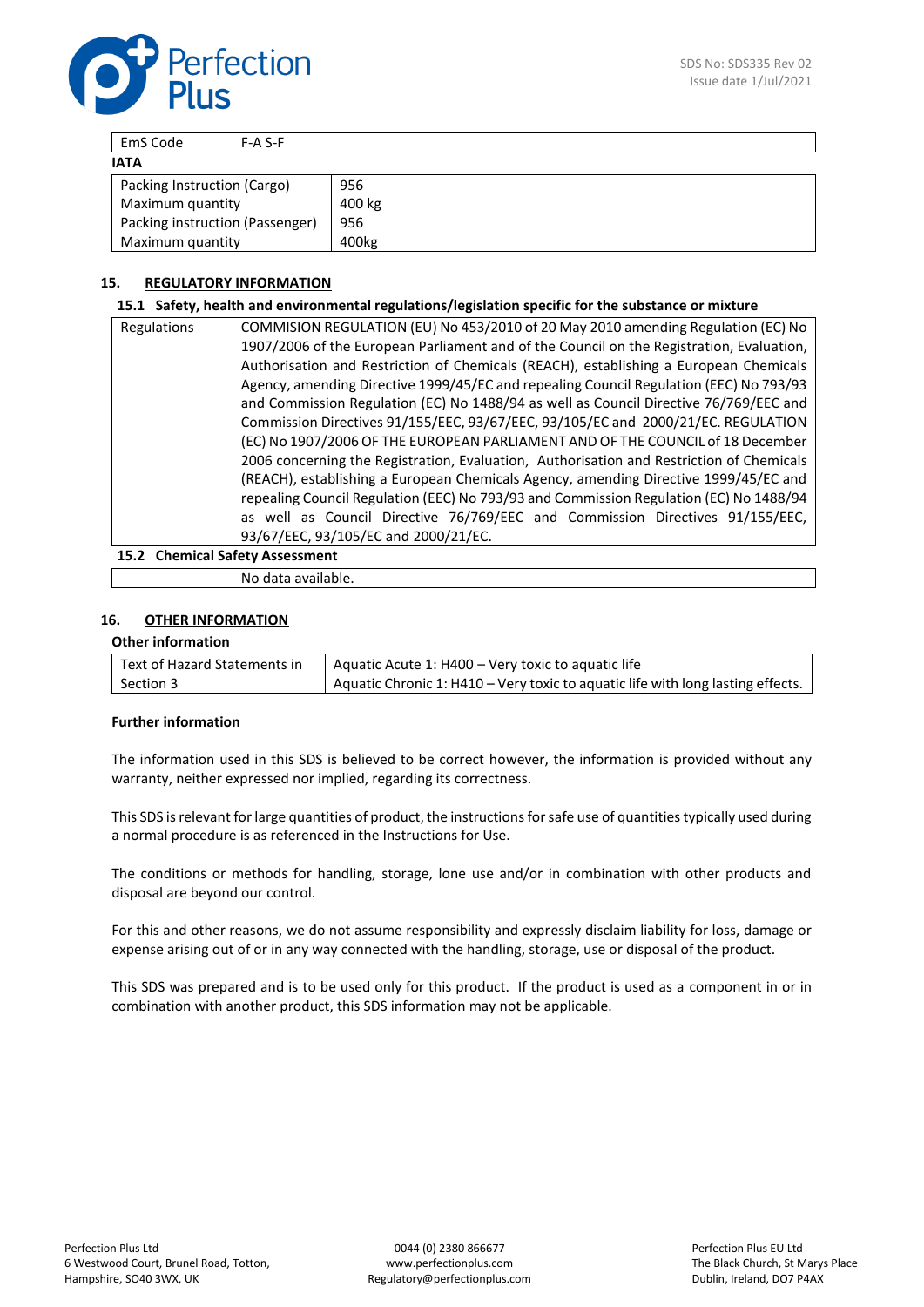| | |
|---|---|
| EmS Code | F-A S-F |

**IATA**

| | |
|---|---|
| Packing Instruction (Cargo) | 956 |
| Maximum quantity | 400 kg |
| Packing instruction (Passenger) | 956 |
| Maximum quantity | 400kg |

## 15. REGULATORY INFORMATION

### 15.1 Safety, health and environmental regulations/legislation specific for the substance or mixture

| | |
|---|---|
| Regulations | COMMISION REGULATION (EU) No 453/2010 of 20 May 2010 amending Regulation (EC) No 1907/2006 of the European Parliament and of the Council on the Registration, Evaluation, Authorisation and Restriction of Chemicals (REACH), establishing a European Chemicals Agency, amending Directive 1999/45/EC and repealing Council Regulation (EEC) No 793/93 and Commission Regulation (EC) No 1488/94 as well as Council Directive 76/769/EEC and Commission Directives 91/155/EEC, 93/67/EEC, 93/105/EC and 2000/21/EC. REGULATION (EC) No 1907/2006 OF THE EUROPEAN PARLIAMENT AND OF THE COUNCIL of 18 December 2006 concerning the Registration, Evaluation, Authorisation and Restriction of Chemicals (REACH), establishing a European Chemicals Agency, amending Directive 1999/45/EC and repealing Council Regulation (EEC) No 793/93 and Commission Regulation (EC) No 1488/94 as well as Council Directive 76/769/EEC and Commission Directives 91/155/EEC, 93/67/EEC, 93/105/EC and 2000/21/EC. |

### 15.2 Chemical Safety Assessment

| | |
|---|---|
| | No data available. |

## 16. OTHER INFORMATION

**Other information**

| | |
|---|---|
| Text of Hazard Statements in Section 3 | Aquatic Acute 1: H400 – Very toxic to aquatic life<br>Aquatic Chronic 1: H410 – Very toxic to aquatic life with long lasting effects. |

**Further information**

The information used in this SDS is believed to be correct however, the information is provided without any warranty, neither expressed nor implied, regarding its correctness.

This SDS is relevant for large quantities of product, the instructions for safe use of quantities typically used during a normal procedure is as referenced in the Instructions for Use.

The conditions or methods for handling, storage, lone use and/or in combination with other products and disposal are beyond our control.

For this and other reasons, we do not assume responsibility and expressly disclaim liability for loss, damage or expense arising out of or in any way connected with the handling, storage, use or disposal of the product.

This SDS was prepared and is to be used only for this product. If the product is used as a component in or in combination with another product, this SDS information may not be applicable.